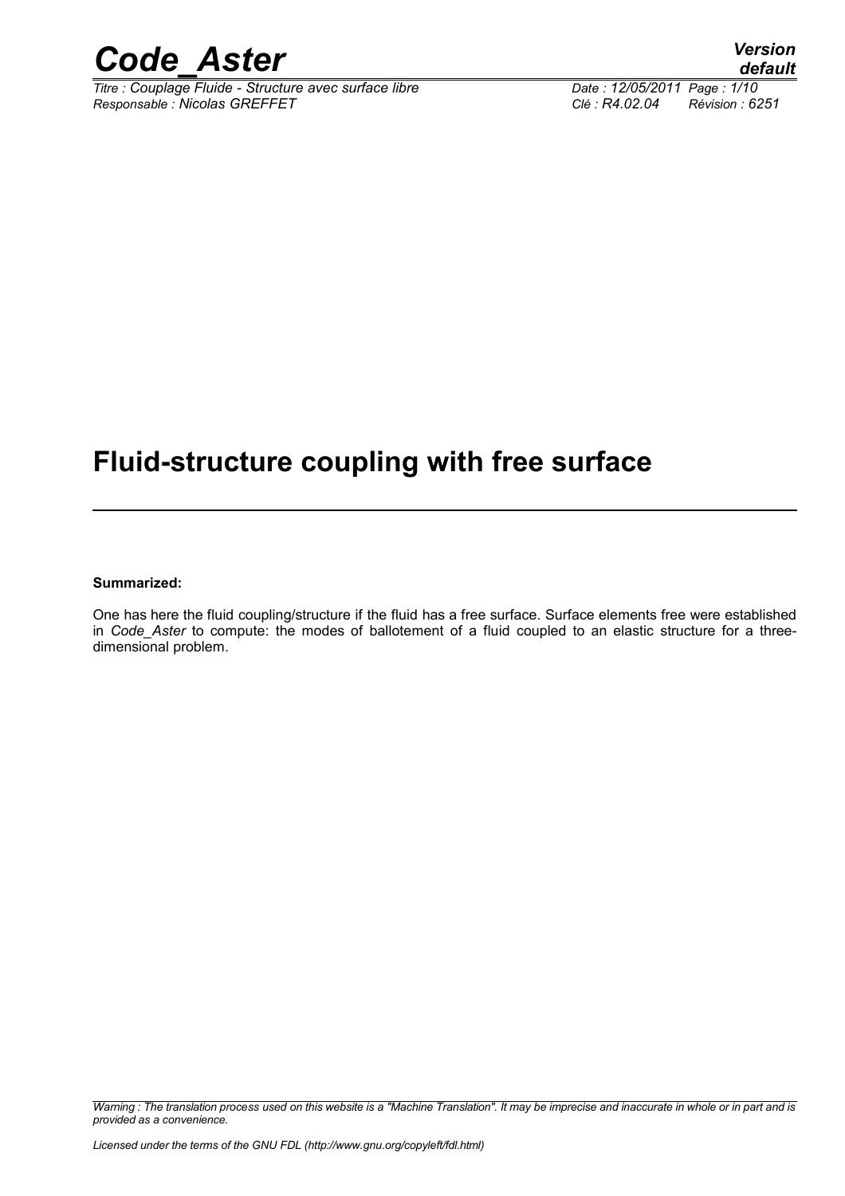# Fluid-structure coupling with free surface

**Summarized:**

One has here the fluid coupling/structure if the fluid has a free surface. Surface elements free were established in *Code_Aster* to compute: the modes of ballotement of a fluid coupled to an elastic structure for a three-dimensional problem.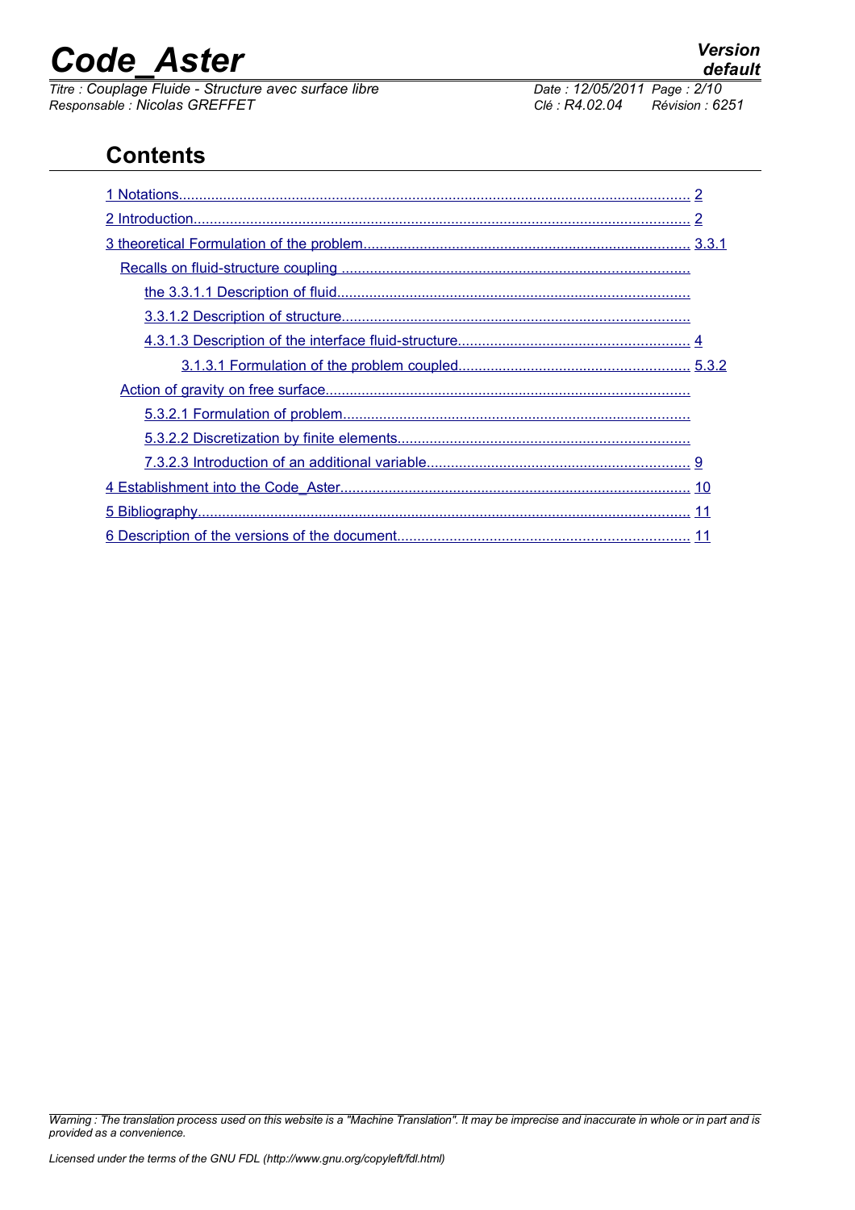## Contents

1 Notations............................................................................................................................. 2

2 Introduction.......................................................................................................................... 2

3 theoretical Formulation of the problem................................................................................. 3.3.1

Recalls on fluid-structure coupling ......................................................................................

the 3.3.1.1 Description of fluid.......................................................................................

3.3.1.2 Description of structure......................................................................................

4.3.1.3 Description of the interface fluid-structure.......................................................... 4

3.1.3.1 Formulation of the problem coupled.......................................................... 5.3.2

Action of gravity on free surface..........................................................................................

5.3.2.1 Formulation of problem......................................................................................

5.3.2.2 Discretization by finite elements........................................................................

7.3.2.3 Introduction of an additional variable................................................................. 9

4 Establishment into the Code_Aster...................................................................................... 10

5 Bibliography......................................................................................................................... 11

6 Description of the versions of the document........................................................................ 11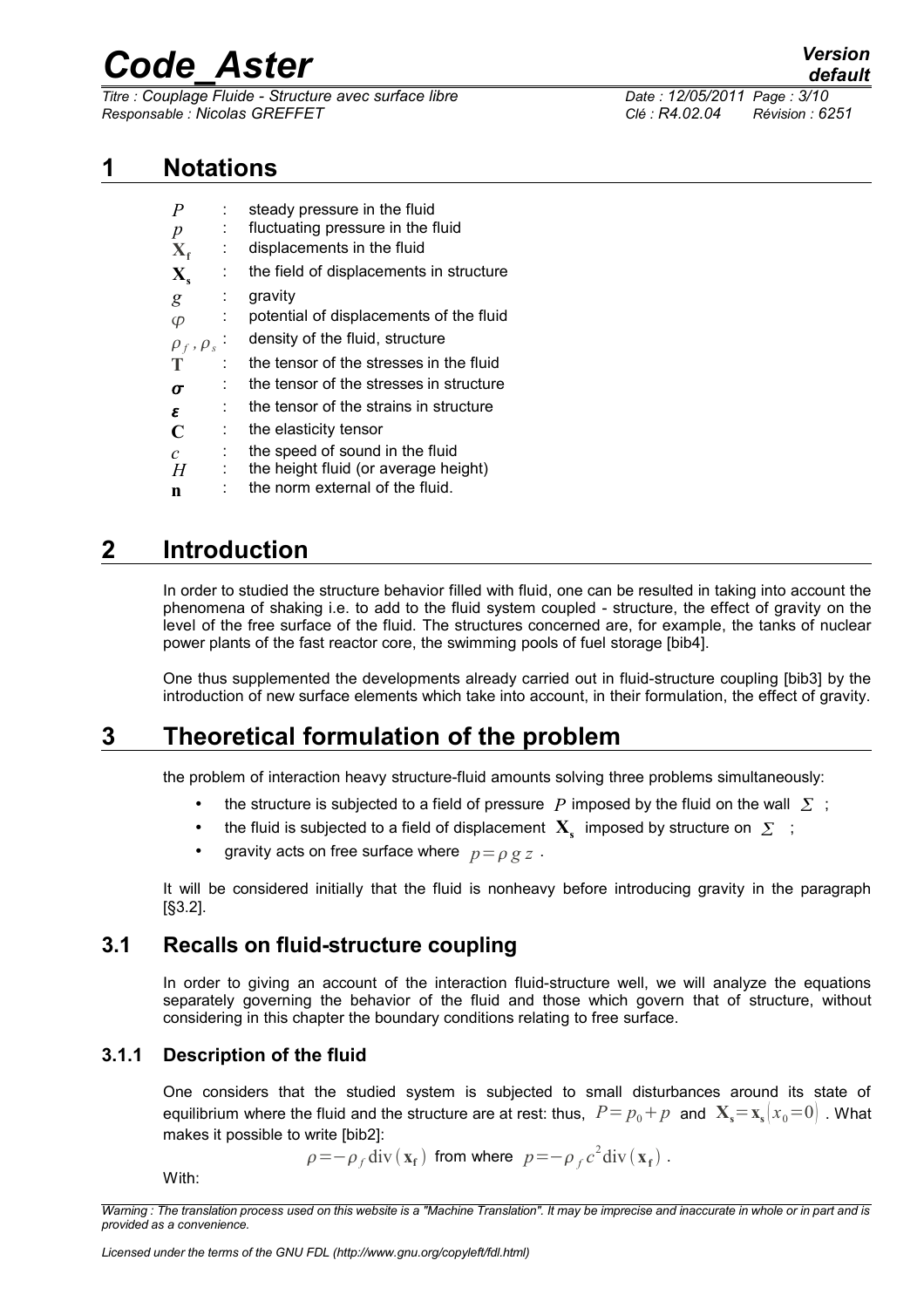# 1 Notations

| | | |
|---|---|---|
| $P$ | : | steady pressure in the fluid |
| $p$ | : | fluctuating pressure in the fluid |
| $\mathbf{X_f}$ | : | displacements in the fluid |
| $\mathbf{X_s}$ | : | the field of displacements in structure |
| $g$ | : | gravity |
| $\varphi$ | : | potential of displacements of the fluid |
| $\rho_f$ , $\rho_s$ | : | density of the fluid, structure |
| $\mathbf{T}$ | : | the tensor of the stresses in the fluid |
| $\boldsymbol{\sigma}$ | : | the tensor of the stresses in structure |
| $\boldsymbol{\varepsilon}$ | : | the tensor of the strains in structure |
| $\mathbf{C}$ | : | the elasticity tensor |
| $c$ | : | the speed of sound in the fluid |
| $H$ | : | the height fluid (or average height) |
| $\mathbf{n}$ | : | the norm external of the fluid. |

# 2 Introduction

In order to studied the structure behavior filled with fluid, one can be resulted in taking into account the phenomena of shaking i.e. to add to the fluid system coupled - structure, the effect of gravity on the level of the free surface of the fluid. The structures concerned are, for example, the tanks of nuclear power plants of the fast reactor core, the swimming pools of fuel storage [bib4].

One thus supplemented the developments already carried out in fluid-structure coupling [bib3] by the introduction of new surface elements which take into account, in their formulation, the effect of gravity.

# 3 Theoretical formulation of the problem

the problem of interaction heavy structure-fluid amounts solving three problems simultaneously:

- the structure is subjected to a field of pressure $P$ imposed by the fluid on the wall $\Sigma$ ;
- the fluid is subjected to a field of displacement $\mathbf{X_s}$ imposed by structure on $\Sigma$ ;
- gravity acts on free surface where $p=\rho g z$ .

It will be considered initially that the fluid is nonheavy before introducing gravity in the paragraph [§3.2].

## 3.1 Recalls on fluid-structure coupling

In order to giving an account of the interaction fluid-structure well, we will analyze the equations separately governing the behavior of the fluid and those which govern that of structure, without considering in this chapter the boundary conditions relating to free surface.

### 3.1.1 Description of the fluid

One considers that the studied system is subjected to small disturbances around its state of equilibrium where the fluid and the structure are at rest: thus, $P=p_0+p$ and $\mathbf{X_s}=\mathbf{x_s}(x_0=0)$ . What makes it possible to write [bib2]:

$$\rho=-\rho_f \operatorname{div}(\mathbf{x_f}) \text{ from where } p=-\rho_f c^2 \operatorname{div}(\mathbf{x_f}) .$$

With: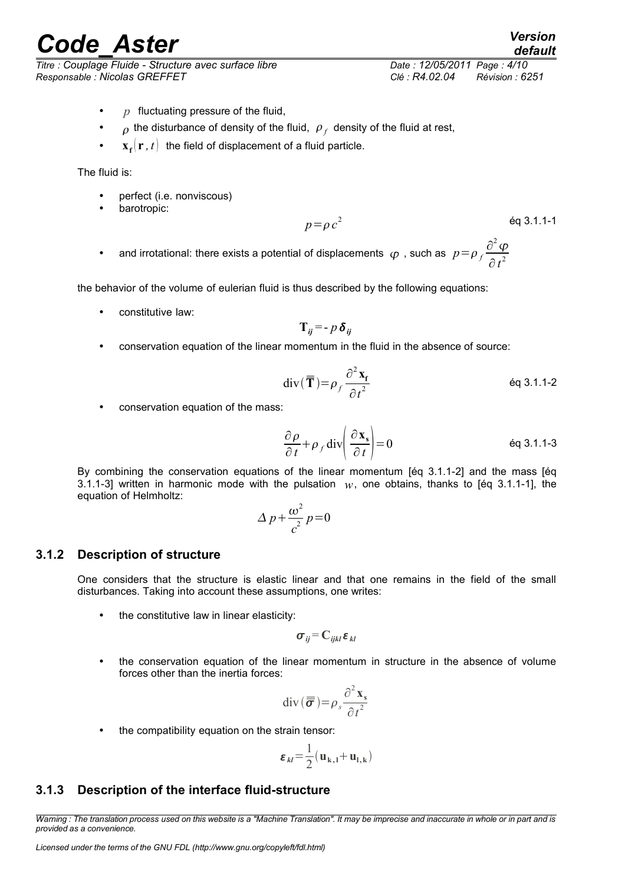- $p$ fluctuating pressure of the fluid,
- $\rho$ the disturbance of density of the fluid, $\rho_f$ density of the fluid at rest,
- $\mathbf{x_f}(\mathbf{r}, t)$ the field of displacement of a fluid particle.

The fluid is:

- perfect (i.e. nonviscous)
- barotropic:

$$p = \rho c^2 \qquad \text{éq 3.1.1-1}$$

- and irrotational: there exists a potential of displacements $\varphi$, such as $p = \rho_f \dfrac{\partial^2 \varphi}{\partial t^2}$

the behavior of the volume of eulerian fluid is thus described by the following equations:

- constitutive law:

$$\mathbf{T}_{ij} = - p\, \boldsymbol{\delta}_{ij}$$

- conservation equation of the linear momentum in the fluid in the absence of source:

$$\mathrm{div}(\overline{\overline{\mathbf{T}}}) = \rho_f \frac{\partial^2 \mathbf{x_f}}{\partial t^2} \qquad \text{éq 3.1.1-2}$$

- conservation equation of the mass:

$$\frac{\partial \rho}{\partial t} + \rho_f \,\mathrm{div}\left(\frac{\partial \mathbf{x_s}}{\partial t}\right) = 0 \qquad \text{éq 3.1.1-3}$$

By combining the conservation equations of the linear momentum [éq 3.1.1-2] and the mass [éq 3.1.1-3] written in harmonic mode with the pulsation $w$, one obtains, thanks to [éq 3.1.1-1], the equation of Helmholtz:

$$\Delta p + \frac{\omega^2}{c^2} p = 0$$

### 3.1.2 Description of structure

One considers that the structure is elastic linear and that one remains in the field of the small disturbances. Taking into account these assumptions, one writes:

- the constitutive law in linear elasticity:

$$\boldsymbol{\sigma}_{ij} = \mathbf{C}_{ijkl}\, \boldsymbol{\varepsilon}_{kl}$$

- the conservation equation of the linear momentum in structure in the absence of volume forces other than the inertia forces:

$$\mathrm{div}(\overline{\overline{\boldsymbol{\sigma}}}) = \rho_s \frac{\partial^2 \mathbf{x_s}}{\partial t^2}$$

- the compatibility equation on the strain tensor:

$$\boldsymbol{\varepsilon}_{kl} = \frac{1}{2}(\mathbf{u_{k,l}} + \mathbf{u_{l,k}})$$

### 3.1.3 Description of the interface fluid-structure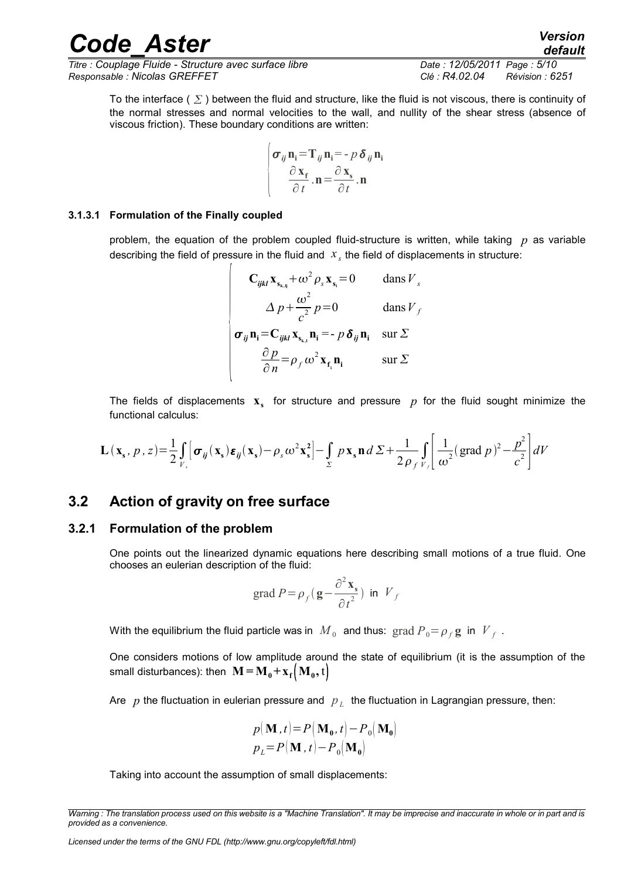To the interface ( $\Sigma$ ) between the fluid and structure, like the fluid is not viscous, there is continuity of the normal stresses and normal velocities to the wall, and nullity of the shear stress (absence of viscous friction). These boundary conditions are written:

$$\begin{cases} \boldsymbol{\sigma}_{ij}\,\mathbf{n_i} = \mathbf{T}_{ij}\,\mathbf{n_i} = -\,p\,\boldsymbol{\delta}_{ij}\,\mathbf{n_i} \\ \dfrac{\partial \mathbf{x_f}}{\partial t}.\mathbf{n} = \dfrac{\partial \mathbf{x_s}}{\partial t}.\mathbf{n} \end{cases}$$

#### 3.1.3.1 Formulation of the Finally coupled

problem, the equation of the problem coupled fluid-structure is written, while taking $p$ as variable describing the field of pressure in the fluid and $x_s$ the field of displacements in structure:

$$\begin{cases} \mathbf{C}_{ijkl}\,\mathbf{x}_{\mathbf{s}_{k,lj}} + \omega^2 \rho_s\, \mathbf{x}_{\mathbf{s}_i} = 0 & \text{dans}\, V_s \\ \Delta p + \dfrac{\omega^2}{c^2}\, p = 0 & \text{dans}\, V_f \\ \boldsymbol{\sigma}_{ij}\,\mathbf{n_i} = \mathbf{C}_{ijkl}\,\mathbf{x}_{\mathbf{s}_{k,l}}\,\mathbf{n_i} = -\,p\,\boldsymbol{\delta}_{ij}\,\mathbf{n_i} & \text{sur}\, \Sigma \\ \dfrac{\partial p}{\partial n} = \rho_f\,\omega^2\, \mathbf{x}_{\mathbf{f}_i}\,\mathbf{n_i} & \text{sur}\, \Sigma \end{cases}$$

The fields of displacements $\mathbf{x_s}$ for structure and pressure $p$ for the fluid sought minimize the functional calculus:

$$\mathbf{L}(\mathbf{x_s}, p, z) = \frac{1}{2}\int_{V_s} \left[ \boldsymbol{\sigma}_{ij}(\mathbf{x_s})\,\boldsymbol{\varepsilon}_{ij}(\mathbf{x_s}) - \rho_s\,\omega^2\,\mathbf{x_s^2} \right] - \int_{\Sigma} p\,\mathbf{x_s}\,\mathbf{n}\, d\Sigma + \frac{1}{2\rho_f}\int_{V_f} \left[ \frac{1}{\omega^2}(\text{grad}\, p)^2 - \frac{p^2}{c^2} \right] dV$$

## 3.2 Action of gravity on free surface

### 3.2.1 Formulation of the problem

One points out the linearized dynamic equations here describing small motions of a true fluid. One chooses an eulerian description of the fluid:

$$\text{grad}\, P = \rho_f \left( \mathbf{g} - \frac{\partial^2 \mathbf{x_s}}{\partial t^2} \right) \text{ in } V_f$$

With the equilibrium the fluid particle was in $M_0$ and thus: $\text{grad}\, P_0 = \rho_f\, \mathbf{g}$ in $V_f$ .

One considers motions of low amplitude around the state of equilibrium (it is the assumption of the small disturbances): then $\mathbf{M} = \mathbf{M_0} + \mathbf{x_f}(\mathbf{M_0}, \mathrm{t})$

Are $p$ the fluctuation in eulerian pressure and $p_L$ the fluctuation in Lagrangian pressure, then:

$$p(\mathbf{M}, t) = P(\mathbf{M_0}, t) - P_0(\mathbf{M_0})$$
$$p_L = P(\mathbf{M}, t) - P_0(\mathbf{M_0})$$

Taking into account the assumption of small displacements: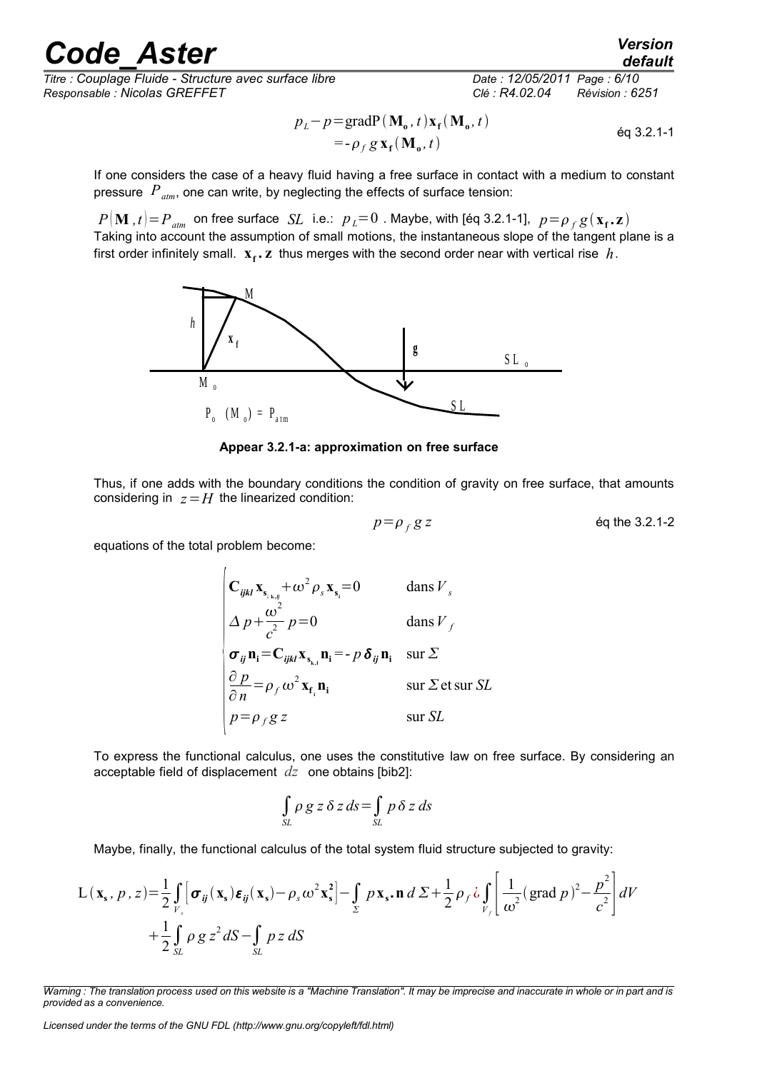$$p_L - p = \text{gradP}(\mathbf{M_o}, t)\mathbf{x_f}(\mathbf{M_o}, t) = -\rho_f\, g\, \mathbf{x_f}(\mathbf{M_o}, t) \qquad \text{éq 3.2.1-1}$$

If one considers the case of a heavy fluid having a free surface in contact with a medium to constant pressure $P_{atm}$, one can write, by neglecting the effects of surface tension:

$P(\mathbf{M}, t) = P_{atm}$ on free surface $SL$ i.e.: $p_L = 0$ . Maybe, with [éq 3.2.1-1], $p = \rho_f\, g(\mathbf{x_f}.\mathbf{z})$
Taking into account the assumption of small motions, the instantaneous slope of the tangent plane is a first order infinitely small. $\mathbf{x_f}.\mathbf{z}$ thus merges with the second order near with vertical rise $h$.

Appear 3.2.1-a: approximation on free surface

Thus, if one adds with the boundary conditions the condition of gravity on free surface, that amounts considering in $z = H$ the linearized condition:

$$p = \rho_f\, g\, z \qquad \text{éq the 3.2.1-2}$$

equations of the total problem become:

$$\begin{cases}
\mathbf{C}_{ijkl}\mathbf{x}_{\mathbf{s}_{k,lj}} + \omega^2 \rho_s \mathbf{x}_{\mathbf{s}_i} = 0 & \text{dans } V_s \\
\Delta p + \dfrac{\omega^2}{c^2} p = 0 & \text{dans } V_f \\
\boldsymbol{\sigma}_{ij}\mathbf{n_i} = \mathbf{C}_{ijkl}\mathbf{x}_{\mathbf{s}_{k,l}}\mathbf{n_i} = -p\,\boldsymbol{\delta}_{ij}\mathbf{n_i} & \text{sur } \Sigma \\
\dfrac{\partial p}{\partial n} = \rho_f\, \omega^2 \mathbf{x}_{\mathbf{f}_i}\mathbf{n_i} & \text{sur } \Sigma \text{ et sur } SL \\
p = \rho_f\, g\, z & \text{sur } SL
\end{cases}$$

To express the functional calculus, one uses the constitutive law on free surface. By considering an acceptable field of displacement $dz$ one obtains [bib2]:

$$\int_{SL} \rho\, g\, z\, \delta z\, ds = \int_{SL} p\, \delta z\, ds$$

Maybe, finally, the functional calculus of the total system fluid structure subjected to gravity:

$$\mathrm{L}(\mathbf{x_s}, p, z) = \frac{1}{2}\int_{V_s}\left[\boldsymbol{\sigma}_{ij}(\mathbf{x_s})\boldsymbol{\varepsilon}_{ij}(\mathbf{x_s}) - \rho_s\,\omega^2 \mathbf{x_s^2}\right] - \int_{\Sigma} p\,\mathbf{x_s}.\mathbf{n}\, d\Sigma + \frac{1}{2}\rho_f \int_{V_f}\left[\frac{1}{\omega^2}(\text{grad}\, p)^2 - \frac{p^2}{c^2}\right] dV + \frac{1}{2}\int_{SL} \rho\, g\, z^2\, dS - \int_{SL} p\, z\, dS$$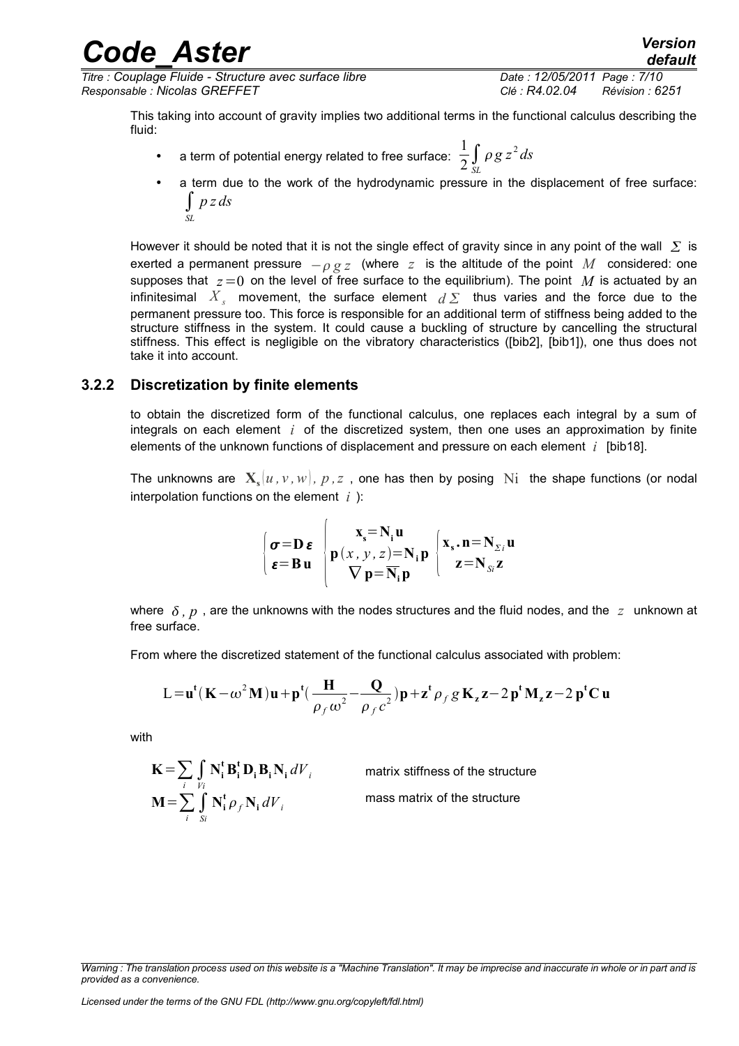This taking into account of gravity implies two additional terms in the functional calculus describing the fluid:

- a term of potential energy related to free surface: $\frac{1}{2}\int_{SL} \rho g z^2 ds$
- a term due to the work of the hydrodynamic pressure in the displacement of free surface: $\int_{SL} p z ds$

However it should be noted that it is not the single effect of gravity since in any point of the wall $\Sigma$ is exerted a permanent pressure $-\rho g z$ (where $z$ is the altitude of the point $M$ considered: one supposes that $z=0$ on the level of free surface to the equilibrium). The point $M$ is actuated by an infinitesimal $X_s$ movement, the surface element $d\Sigma$ thus varies and the force due to the permanent pressure too. This force is responsible for an additional term of stiffness being added to the structure stiffness in the system. It could cause a buckling of structure by cancelling the structural stiffness. This effect is negligible on the vibratory characteristics ([bib2], [bib1]), one thus does not take it into account.

### 3.2.2 Discretization by finite elements

to obtain the discretized form of the functional calculus, one replaces each integral by a sum of integrals on each element $i$ of the discretized system, then one uses an approximation by finite elements of the unknown functions of displacement and pressure on each element $i$ [bib18].

The unknowns are $\mathbf{X_s}(u,v,w)$, $p,z$ , one has then by posing $\mathrm{Ni}$ the shape functions (or nodal interpolation functions on the element $i$ ):

$$\begin{cases} \boldsymbol{\sigma}=\mathbf{D}\,\boldsymbol{\varepsilon} \\ \boldsymbol{\varepsilon}=\mathbf{B}\,\mathbf{u} \end{cases} \quad \begin{cases} \mathbf{x_s}=\mathbf{N_i}\,\mathbf{u} \\ \mathbf{p}(x,y,z)=\mathbf{N_i}\,\mathbf{p} \\ \nabla\,\mathbf{p}=\overline{\mathbf{N_i}}\,\mathbf{p} \end{cases} \quad \begin{cases} \mathbf{x_s}.\mathbf{n}=\mathbf{N}_{\Sigma i}\,\mathbf{u} \\ \mathbf{z}=\mathbf{N}_{Si}\,\mathbf{z} \end{cases}$$

where $\delta$, $p$ , are the unknowns with the nodes structures and the fluid nodes, and the $z$ unknown at free surface.

From where the discretized statement of the functional calculus associated with problem:

$$\mathrm{L}=\mathbf{u^t}(\mathbf{K}-\omega^2\mathbf{M})\mathbf{u}+\mathbf{p^t}\left(\frac{\mathbf{H}}{\rho_f\,\omega^2}-\frac{\mathbf{Q}}{\rho_f\,c^2}\right)\mathbf{p}+\mathbf{z^t}\,\rho_f\,g\,\mathbf{K_z}\,\mathbf{z}-2\,\mathbf{p^t}\,\mathbf{M_z}\,\mathbf{z}-2\,\mathbf{p^t}\mathbf{C}\,\mathbf{u}$$

with

$\mathbf{K}=\sum_i \int_{Vi} \mathbf{N_i^t}\,\mathbf{B_i^t}\,\mathbf{D_i}\,\mathbf{B_i}\,\mathbf{N_i}\,dV_i$ matrix stiffness of the structure

$\mathbf{M}=\sum_i \int_{Si} \mathbf{N_i^t}\,\rho_f\,\mathbf{N_i}\,dV_i$ mass matrix of the structure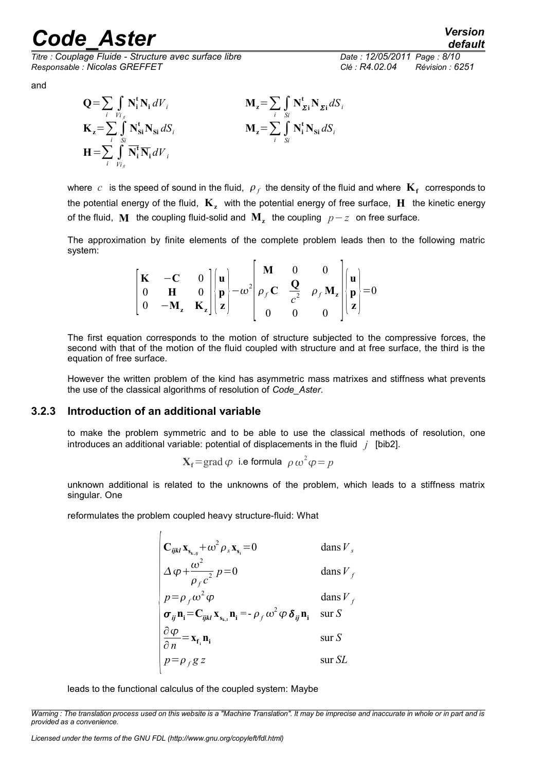and

$$\mathbf{Q}=\sum_i \int_{Vi_{fl}} \mathbf{N_i^t N_i}\, dV_i \qquad \mathbf{M_z}=\sum_i \int_{Si} \mathbf{N_{\Sigma i}^t N_{\Sigma i}}\, dS_i$$

$$\mathbf{K_z}=\sum_i \int_{Si} \mathbf{N_{Si}^t N_{Si}}\, dS_i \qquad \mathbf{M_z}=\sum_i \int_{Si} \mathbf{N_i^t N_{Si}}\, dS_i$$

$$\mathbf{H}=\sum_i \int_{Vi_{fl}} \overline{\mathbf{N_i^t}}\, \overline{\mathbf{N_i}}\, dV_i$$

where $c$ is the speed of sound in the fluid, $\rho_f$ the density of the fluid and where $\mathbf{K_f}$ corresponds to the potential energy of the fluid, $\mathbf{K_z}$ with the potential energy of free surface, $\mathbf{H}$ the kinetic energy of the fluid, $\mathbf{M}$ the coupling fluid-solid and $\mathbf{M_z}$ the coupling $p-z$ on free surface.

The approximation by finite elements of the complete problem leads then to the following matric system:

$$\begin{bmatrix} \mathbf{K} & -\mathbf{C} & 0 \\ 0 & \mathbf{H} & 0 \\ 0 & -\mathbf{M_z} & \mathbf{K_z} \end{bmatrix} \begin{pmatrix} \mathbf{u} \\ \mathbf{p} \\ \mathbf{z} \end{pmatrix} - \omega^2 \begin{bmatrix} \mathbf{M} & 0 & 0 \\ \rho_f \mathbf{C} & \dfrac{\mathbf{Q}}{c^2} & \rho_f \mathbf{M_z} \\ 0 & 0 & 0 \end{bmatrix} \begin{pmatrix} \mathbf{u} \\ \mathbf{p} \\ \mathbf{z} \end{pmatrix} = 0$$

The first equation corresponds to the motion of structure subjected to the compressive forces, the second with that of the motion of the fluid coupled with structure and at free surface, the third is the equation of free surface.

However the written problem of the kind has asymmetric mass matrixes and stiffness what prevents the use of the classical algorithms of resolution of *Code_Aster*.

### 3.2.3 Introduction of an additional variable

to make the problem symmetric and to be able to use the classical methods of resolution, one introduces an additional variable: potential of displacements in the fluid $j$ [bib2].

$$\mathbf{X_f}=\mathrm{grad}\,\varphi \quad \text{i.e formula} \quad \rho\,\omega^2 \varphi = p$$

unknown additional is related to the unknowns of the problem, which leads to a stiffness matrix singular. One

reformulates the problem coupled heavy structure-fluid: What

$$\begin{cases} \mathbf{C}_{ijkl}\,\mathbf{x}_{\mathbf{s}_{k,ij}} + \omega^2 \rho_s \mathbf{x}_{\mathbf{s}_i} = 0 & \text{dans}\, V_s \\ \Delta\varphi + \dfrac{\omega^2}{\rho_f c^2}\, p = 0 & \text{dans}\, V_f \\ p = \rho_f \omega^2 \varphi & \text{dans}\, V_f \\ \boldsymbol{\sigma}_{ij}\mathbf{n_i} = \mathbf{C}_{ijkl}\,\mathbf{x}_{\mathbf{s}_{k,l}}\mathbf{n_i} = -\rho_f\,\omega^2 \varphi\, \boldsymbol{\delta}_{ij}\mathbf{n_i} & \text{sur}\, S \\ \dfrac{\partial\varphi}{\partial n} = \mathbf{x}_{\mathbf{f}_i}\mathbf{n_i} & \text{sur}\, S \\ p = \rho_f\, g\, z & \text{sur}\, SL \end{cases}$$

leads to the functional calculus of the coupled system: Maybe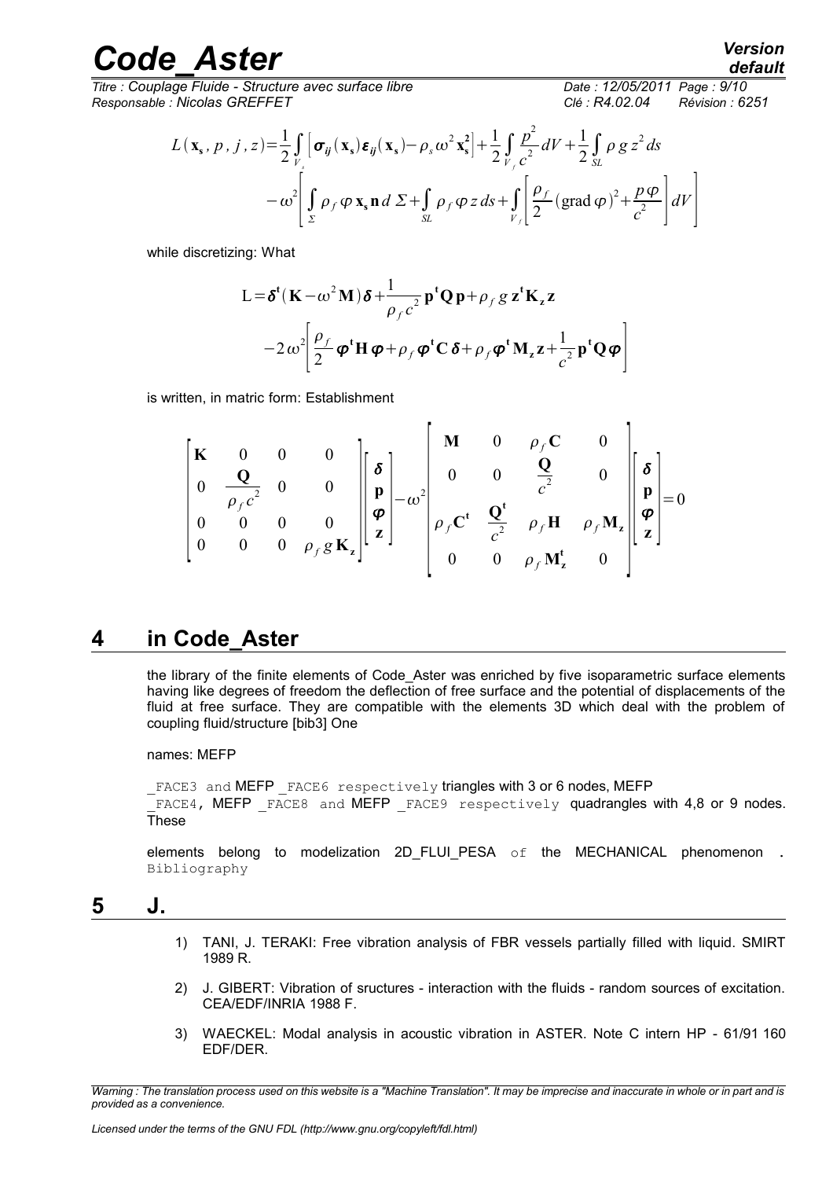$$L(\mathbf{x_s}, p, j, z) = \frac{1}{2}\int_{V_s}\left[\boldsymbol{\sigma}_{ij}(\mathbf{x_s})\boldsymbol{\varepsilon}_{ij}(\mathbf{x_s}) - \rho_s \omega^2 \mathbf{x_s^2}\right] + \frac{1}{2}\int_{V_f}\frac{p^2}{c^2}dV + \frac{1}{2}\int_{SL}\rho g z^2 ds$$
$$-\omega^2\left[\int_{\Sigma}\rho_f \varphi \mathbf{x_s}\mathbf{n}\, d\Sigma + \int_{SL}\rho_f \varphi z\, ds + \int_{V_f}\left[\frac{\rho_f}{2}(\operatorname{grad}\varphi)^2 + \frac{p\varphi}{c^2}\right]dV\right]$$

while discretizing: What

$$\mathrm{L} = \boldsymbol{\delta}^{\mathbf{t}}(\mathbf{K} - \omega^2 \mathbf{M})\boldsymbol{\delta} + \frac{1}{\rho_f c^2}\mathbf{p^t}\mathbf{Q}\mathbf{p} + \rho_f g\, \mathbf{z^t}\mathbf{K_z}\mathbf{z}$$
$$-2\omega^2\left[\frac{\rho_f}{2}\boldsymbol{\varphi}^{\mathbf{t}}\mathbf{H}\boldsymbol{\varphi} + \rho_f \boldsymbol{\varphi}^{\mathbf{t}}\mathbf{C}\boldsymbol{\delta} + \rho_f \boldsymbol{\varphi}^{\mathbf{t}}\mathbf{M_z}\mathbf{z} + \frac{1}{c^2}\mathbf{p^t}\mathbf{Q}\boldsymbol{\varphi}\right]$$

is written, in matric form: Establishment

$$\begin{bmatrix} \mathbf{K} & 0 & 0 & 0 \\ 0 & \dfrac{\mathbf{Q}}{\rho_f c^2} & 0 & 0 \\ 0 & 0 & 0 & 0 \\ 0 & 0 & 0 & \rho_f g \mathbf{K_z} \end{bmatrix}\begin{bmatrix} \boldsymbol{\delta} \\ \mathbf{p} \\ \boldsymbol{\varphi} \\ \mathbf{z} \end{bmatrix} - \omega^2 \begin{bmatrix} \mathbf{M} & 0 & \rho_f \mathbf{C} & 0 \\ 0 & 0 & \dfrac{\mathbf{Q}}{c^2} & 0 \\ \rho_f \mathbf{C^t} & \dfrac{\mathbf{Q^t}}{c^2} & \rho_f \mathbf{H} & \rho_f \mathbf{M_z} \\ 0 & 0 & \rho_f \mathbf{M_z^t} & 0 \end{bmatrix}\begin{bmatrix} \boldsymbol{\delta} \\ \mathbf{p} \\ \boldsymbol{\varphi} \\ \mathbf{z} \end{bmatrix} = 0$$

# 4 in Code_Aster

the library of the finite elements of Code_Aster was enriched by five isoparametric surface elements having like degrees of freedom the deflection of free surface and the potential of displacements of the fluid at free surface. They are compatible with the elements 3D which deal with the problem of coupling fluid/structure [bib3] One

names: MEFP

_FACE3 and MEFP _FACE6 respectively triangles with 3 or 6 nodes, MEFP _FACE4, MEFP _FACE8 and MEFP _FACE9 respectively quadrangles with 4,8 or 9 nodes. These

elements belong to modelization 2D_FLUI_PESA of the MECHANICAL phenomenon . Bibliography

# 5 J.

1) TANI, J. TERAKI: Free vibration analysis of FBR vessels partially filled with liquid. SMIRT 1989 R.
2) J. GIBERT: Vibration of sructures - interaction with the fluids - random sources of excitation. CEA/EDF/INRIA 1988 F.
3) WAECKEL: Modal analysis in acoustic vibration in ASTER. Note C intern HP - 61/91 160 EDF/DER.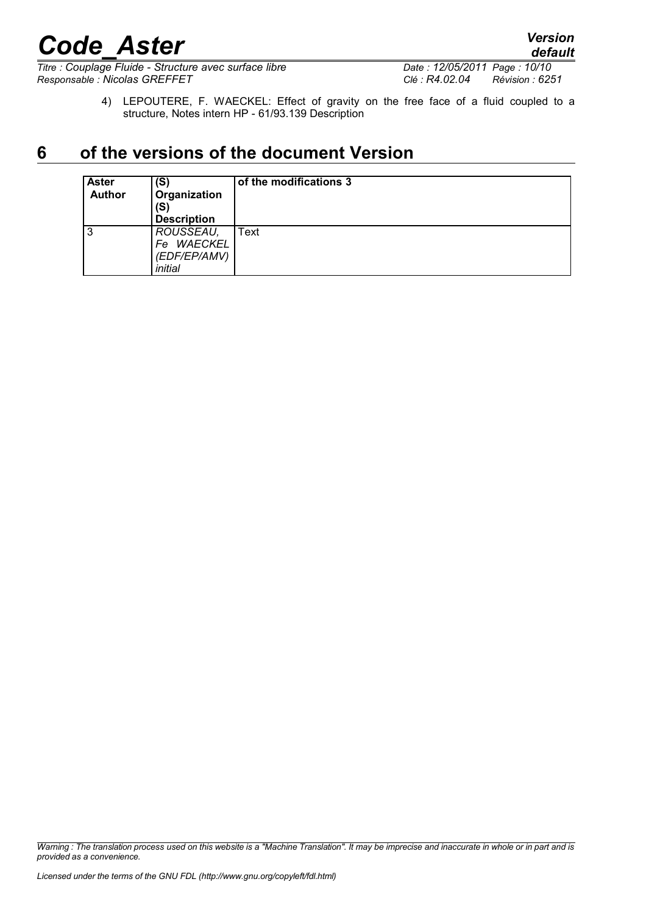4) LEPOUTERE, F. WAECKEL: Effect of gravity on the free face of a fluid coupled to a structure, Notes intern HP - 61/93.139 Description

# 6 of the versions of the document Version

| Aster Author | (S) Organization (S) Description | of the modifications 3 |
|---|---|---|
| 3 | *ROUSSEAU, Fe WAECKEL (EDF/EP/AMV) initial* | Text |